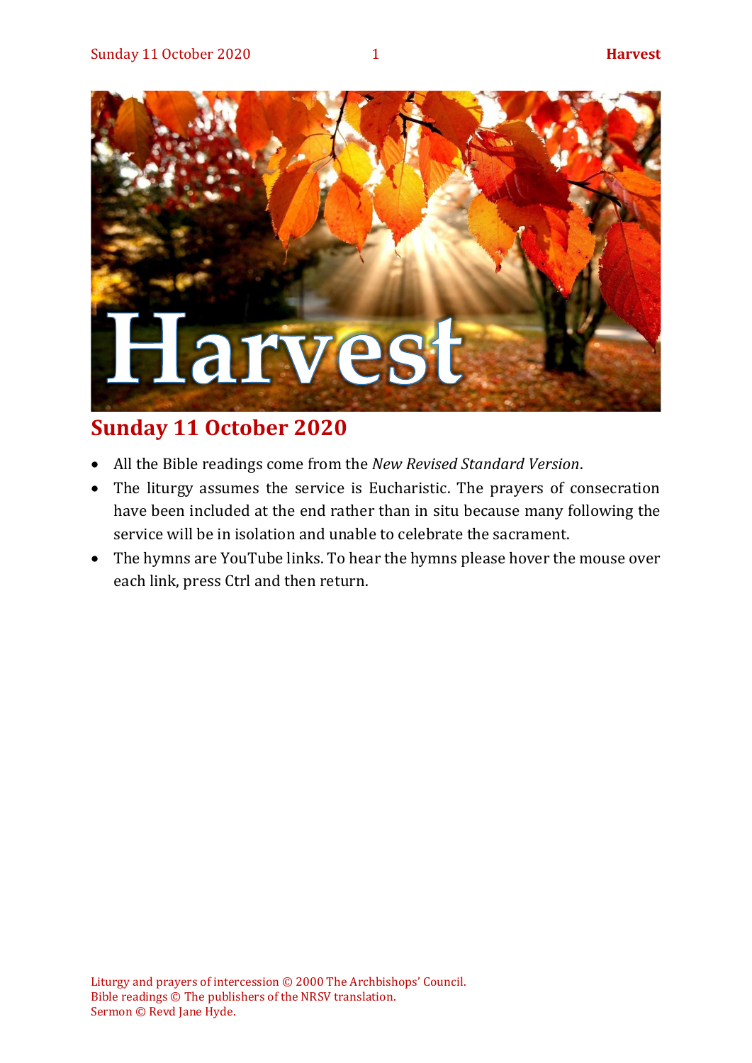# Harvest

## Sunday 11 October 2020

- All the Bible readings come from the *New Revised Standard Version*.
- The liturgy assumes the service is Eucharistic. The prayers of consecration have been included at the end rather than in situ because many following the service will be in isolation and unable to celebrate the sacrament.
- The hymns are YouTube links. To hear the hymns please hover the mouse over each link, press Ctrl and then return.

Liturgy and prayers of intercession © 2000 The Archbishops' Council.
Bible readings © The publishers of the NRSV translation.
Sermon © Revd Jane Hyde.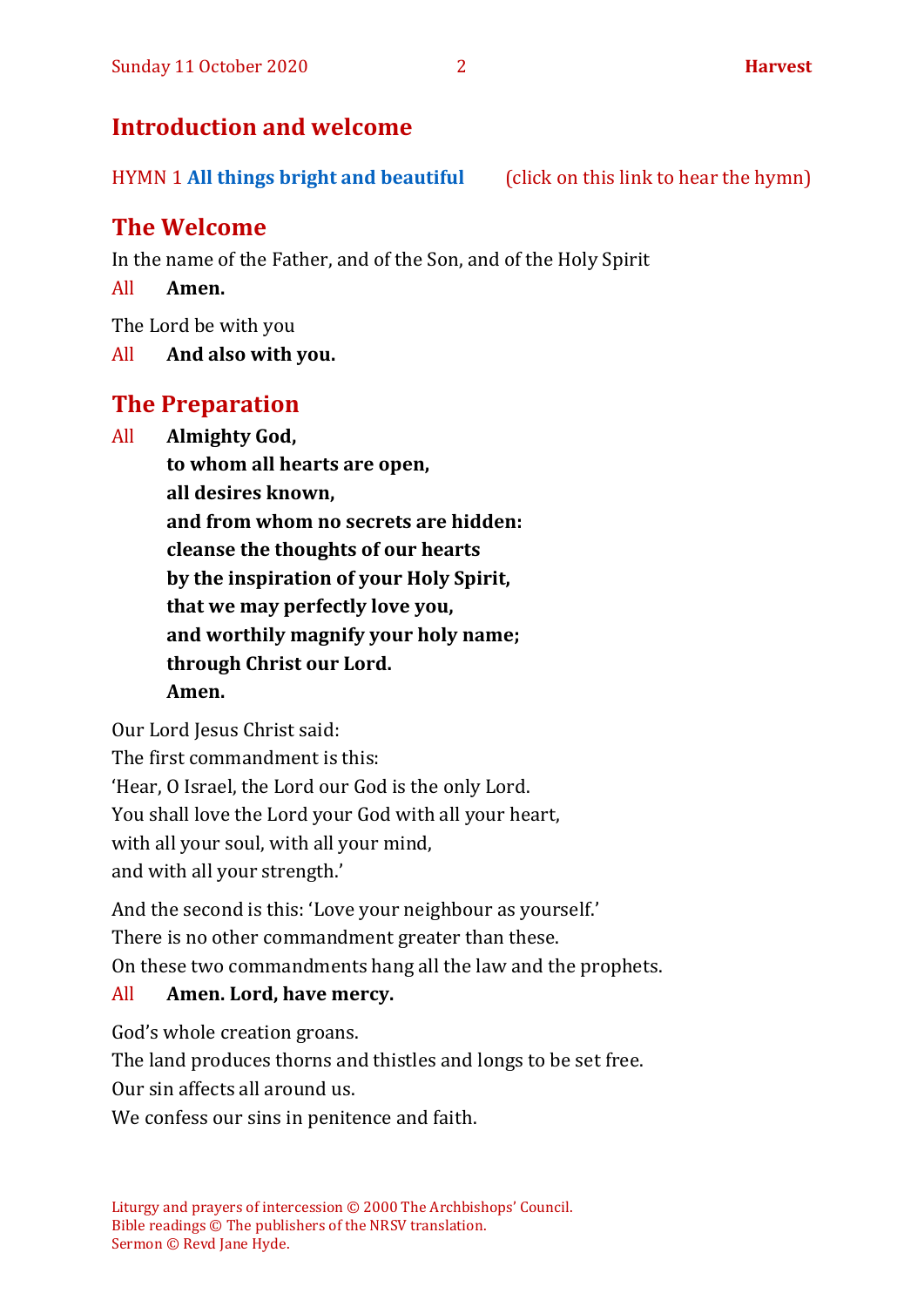## Introduction and welcome

HYMN 1 **All things bright and beautiful** (click on this link to hear the hymn)

## The Welcome

In the name of the Father, and of the Son, and of the Holy Spirit

All **Amen.**

The Lord be with you

All **And also with you.**

## The Preparation

All **Almighty God,**
**to whom all hearts are open,**
**all desires known,**
**and from whom no secrets are hidden:**
**cleanse the thoughts of our hearts**
**by the inspiration of your Holy Spirit,**
**that we may perfectly love you,**
**and worthily magnify your holy name;**
**through Christ our Lord.**
**Amen.**

Our Lord Jesus Christ said:
The first commandment is this:
'Hear, O Israel, the Lord our God is the only Lord.
You shall love the Lord your God with all your heart,
with all your soul, with all your mind,
and with all your strength.'

And the second is this: 'Love your neighbour as yourself.'
There is no other commandment greater than these.
On these two commandments hang all the law and the prophets.

All **Amen. Lord, have mercy.**

God's whole creation groans.
The land produces thorns and thistles and longs to be set free.
Our sin affects all around us.
We confess our sins in penitence and faith.

Liturgy and prayers of intercession © 2000 The Archbishops' Council.
Bible readings © The publishers of the NRSV translation.
Sermon © Revd Jane Hyde.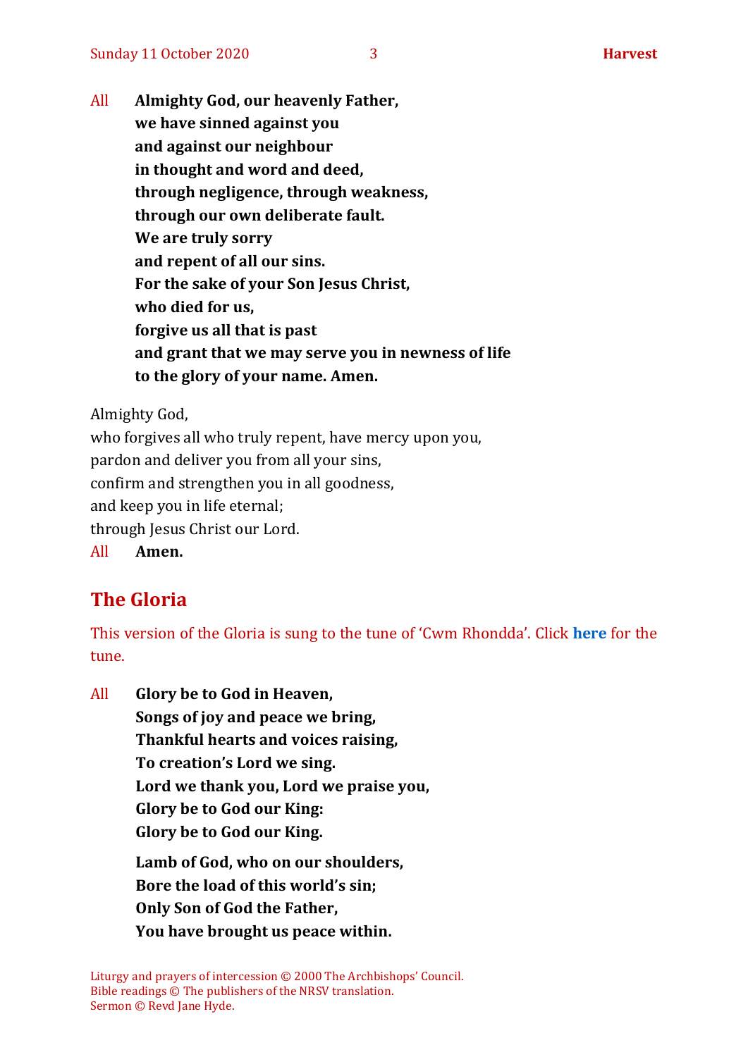All **Almighty God, our heavenly Father,**
**we have sinned against you**
**and against our neighbour**
**in thought and word and deed,**
**through negligence, through weakness,**
**through our own deliberate fault.**
**We are truly sorry**
**and repent of all our sins.**
**For the sake of your Son Jesus Christ,**
**who died for us,**
**forgive us all that is past**
**and grant that we may serve you in newness of life**
**to the glory of your name. Amen.**

Almighty God,
who forgives all who truly repent, have mercy upon you,
pardon and deliver you from all your sins,
confirm and strengthen you in all goodness,
and keep you in life eternal;
through Jesus Christ our Lord.
All **Amen.**

## The Gloria

This version of the Gloria is sung to the tune of 'Cwm Rhondda'. Click **here** for the tune.

All **Glory be to God in Heaven,**
**Songs of joy and peace we bring,**
**Thankful hearts and voices raising,**
**To creation's Lord we sing.**
**Lord we thank you, Lord we praise you,**
**Glory be to God our King:**
**Glory be to God our King.**

**Lamb of God, who on our shoulders,**
**Bore the load of this world's sin;**
**Only Son of God the Father,**
**You have brought us peace within.**

Liturgy and prayers of intercession © 2000 The Archbishops' Council.
Bible readings © The publishers of the NRSV translation.
Sermon © Revd Jane Hyde.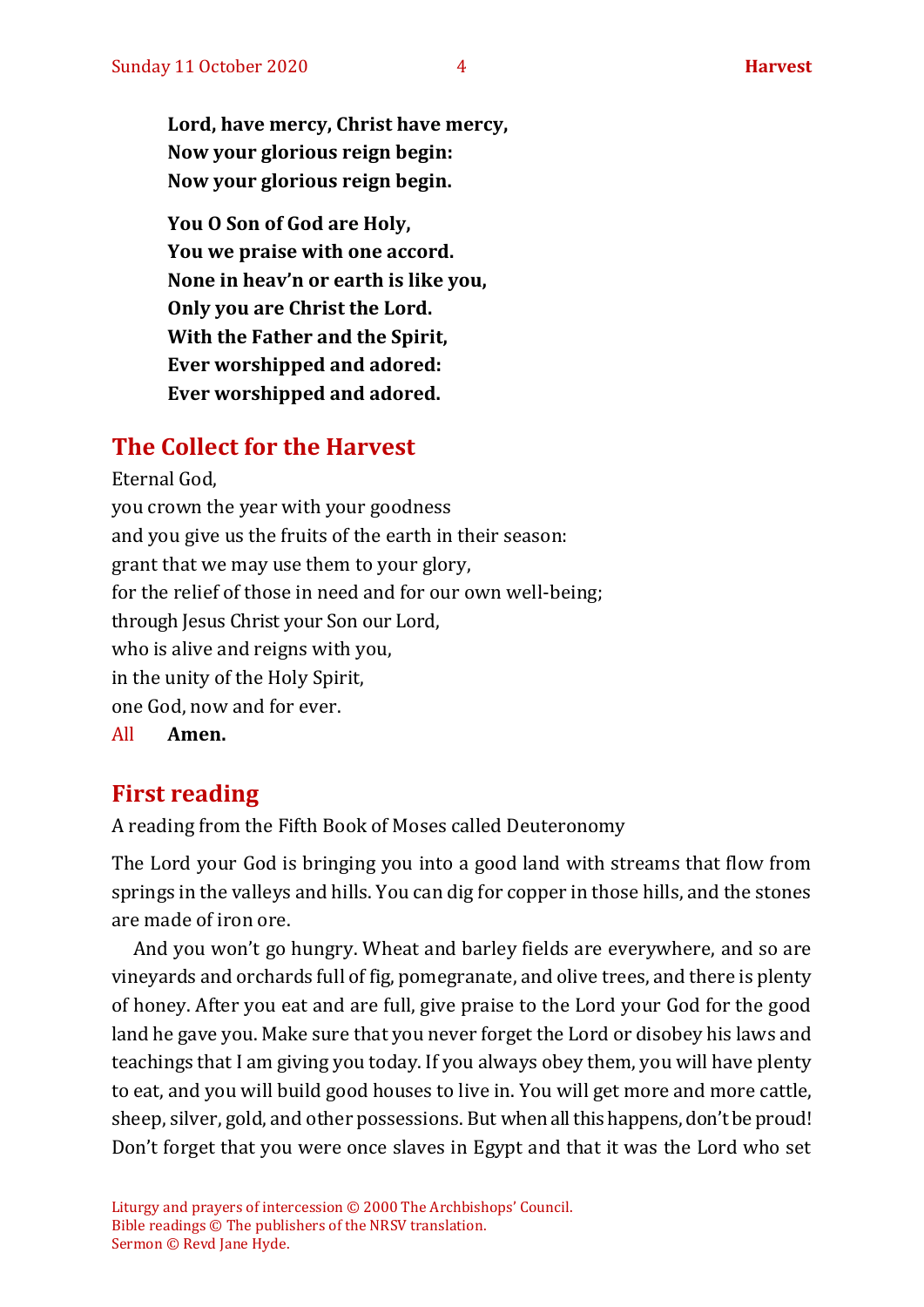**Lord, have mercy, Christ have mercy,**
**Now your glorious reign begin:**
**Now your glorious reign begin.**

**You O Son of God are Holy,**
**You we praise with one accord.**
**None in heav'n or earth is like you,**
**Only you are Christ the Lord.**
**With the Father and the Spirit,**
**Ever worshipped and adored:**
**Ever worshipped and adored.**

## The Collect for the Harvest

Eternal God,
you crown the year with your goodness
and you give us the fruits of the earth in their season:
grant that we may use them to your glory,
for the relief of those in need and for our own well-being;
through Jesus Christ your Son our Lord,
who is alive and reigns with you,
in the unity of the Holy Spirit,
one God, now and for ever.

All **Amen.**

## First reading

A reading from the Fifth Book of Moses called Deuteronomy

The Lord your God is bringing you into a good land with streams that flow from springs in the valleys and hills. You can dig for copper in those hills, and the stones are made of iron ore.

And you won't go hungry. Wheat and barley fields are everywhere, and so are vineyards and orchards full of fig, pomegranate, and olive trees, and there is plenty of honey. After you eat and are full, give praise to the Lord your God for the good land he gave you. Make sure that you never forget the Lord or disobey his laws and teachings that I am giving you today. If you always obey them, you will have plenty to eat, and you will build good houses to live in. You will get more and more cattle, sheep, silver, gold, and other possessions. But when all this happens, don't be proud! Don't forget that you were once slaves in Egypt and that it was the Lord who set

Liturgy and prayers of intercession © 2000 The Archbishops' Council.
Bible readings © The publishers of the NRSV translation.
Sermon © Revd Jane Hyde.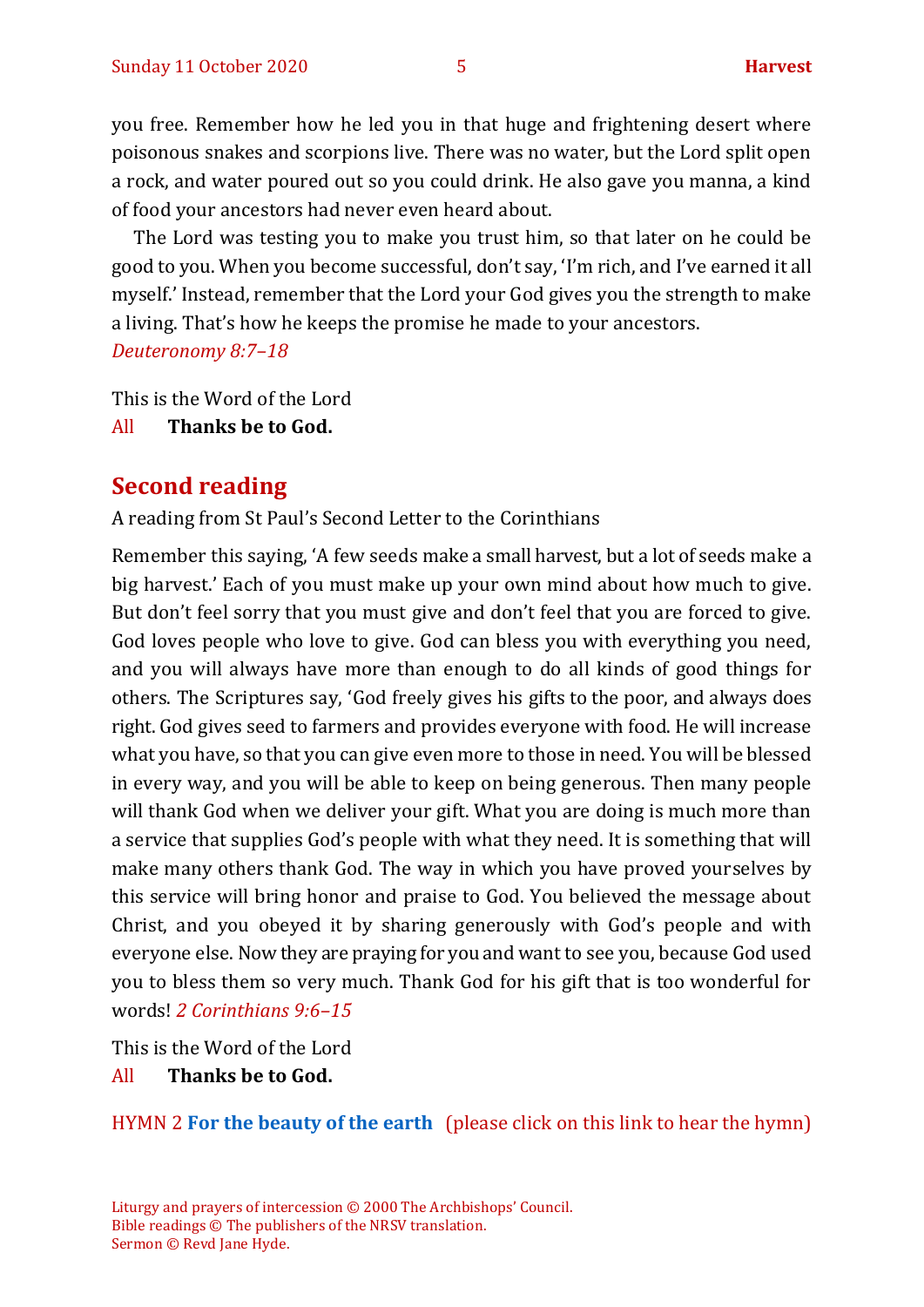you free. Remember how he led you in that huge and frightening desert where poisonous snakes and scorpions live. There was no water, but the Lord split open a rock, and water poured out so you could drink. He also gave you manna, a kind of food your ancestors had never even heard about.

The Lord was testing you to make you trust him, so that later on he could be good to you. When you become successful, don't say, 'I'm rich, and I've earned it all myself.' Instead, remember that the Lord your God gives you the strength to make a living. That's how he keeps the promise he made to your ancestors.
*Deuteronomy 8:7–18*

This is the Word of the Lord
All **Thanks be to God.**

## Second reading

A reading from St Paul's Second Letter to the Corinthians

Remember this saying, 'A few seeds make a small harvest, but a lot of seeds make a big harvest.' Each of you must make up your own mind about how much to give. But don't feel sorry that you must give and don't feel that you are forced to give. God loves people who love to give. God can bless you with everything you need, and you will always have more than enough to do all kinds of good things for others. The Scriptures say, 'God freely gives his gifts to the poor, and always does right. God gives seed to farmers and provides everyone with food. He will increase what you have, so that you can give even more to those in need. You will be blessed in every way, and you will be able to keep on being generous. Then many people will thank God when we deliver your gift. What you are doing is much more than a service that supplies God's people with what they need. It is something that will make many others thank God. The way in which you have proved yourselves by this service will bring honor and praise to God. You believed the message about Christ, and you obeyed it by sharing generously with God's people and with everyone else. Now they are praying for you and want to see you, because God used you to bless them so very much. Thank God for his gift that is too wonderful for words! *2 Corinthians 9:6–15*

This is the Word of the Lord
All **Thanks be to God.**

HYMN 2 **For the beauty of the earth** (please click on this link to hear the hymn)

Liturgy and prayers of intercession © 2000 The Archbishops' Council.
Bible readings © The publishers of the NRSV translation.
Sermon © Revd Jane Hyde.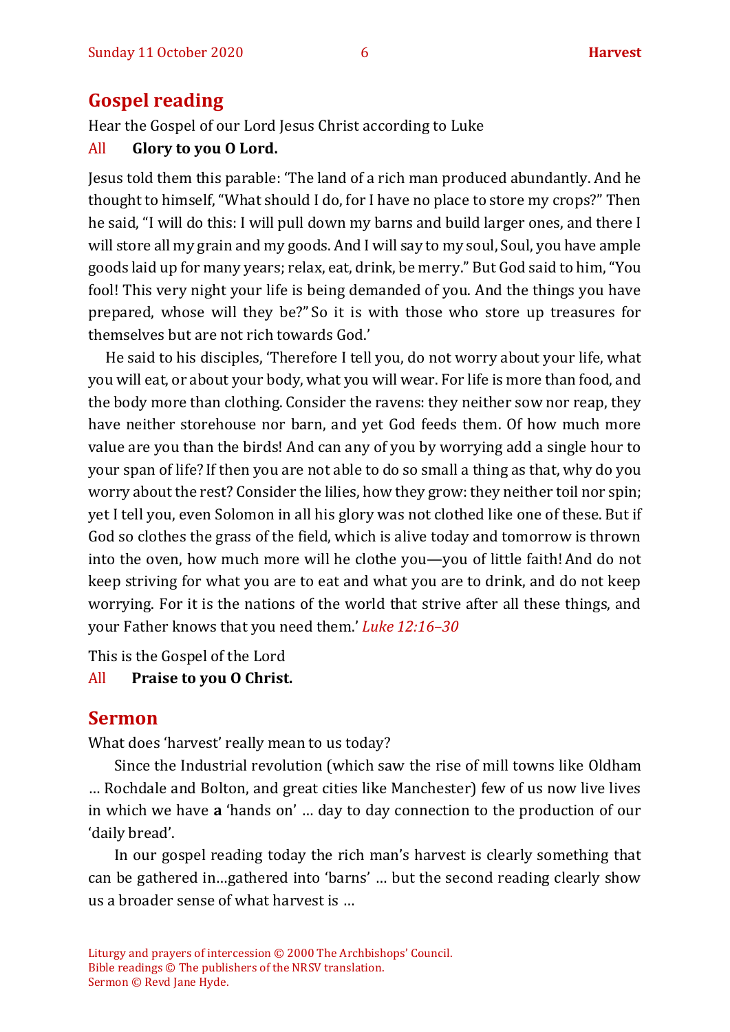## Gospel reading

Hear the Gospel of our Lord Jesus Christ according to Luke

All **Glory to you O Lord.**

Jesus told them this parable: 'The land of a rich man produced abundantly. And he thought to himself, "What should I do, for I have no place to store my crops?" Then he said, "I will do this: I will pull down my barns and build larger ones, and there I will store all my grain and my goods. And I will say to my soul, Soul, you have ample goods laid up for many years; relax, eat, drink, be merry." But God said to him, "You fool! This very night your life is being demanded of you. And the things you have prepared, whose will they be?" So it is with those who store up treasures for themselves but are not rich towards God.'

He said to his disciples, 'Therefore I tell you, do not worry about your life, what you will eat, or about your body, what you will wear. For life is more than food, and the body more than clothing. Consider the ravens: they neither sow nor reap, they have neither storehouse nor barn, and yet God feeds them. Of how much more value are you than the birds! And can any of you by worrying add a single hour to your span of life? If then you are not able to do so small a thing as that, why do you worry about the rest? Consider the lilies, how they grow: they neither toil nor spin; yet I tell you, even Solomon in all his glory was not clothed like one of these. But if God so clothes the grass of the field, which is alive today and tomorrow is thrown into the oven, how much more will he clothe you—you of little faith! And do not keep striving for what you are to eat and what you are to drink, and do not keep worrying. For it is the nations of the world that strive after all these things, and your Father knows that you need them.' *Luke 12:16–30*

This is the Gospel of the Lord

All **Praise to you O Christ.**

## Sermon

What does 'harvest' really mean to us today?

Since the Industrial revolution (which saw the rise of mill towns like Oldham … Rochdale and Bolton, and great cities like Manchester) few of us now live lives in which we have **a** 'hands on' … day to day connection to the production of our 'daily bread'.

In our gospel reading today the rich man's harvest is clearly something that can be gathered in…gathered into 'barns' … but the second reading clearly show us a broader sense of what harvest is …

Liturgy and prayers of intercession © 2000 The Archbishops' Council.
Bible readings © The publishers of the NRSV translation.
Sermon © Revd Jane Hyde.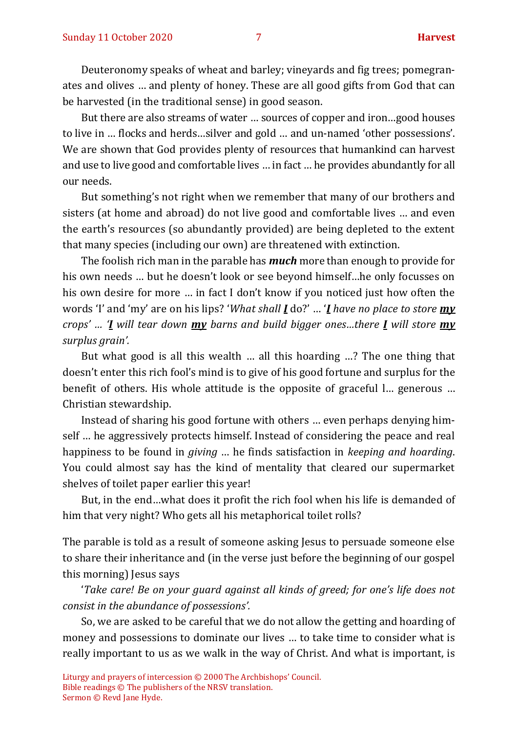Deuteronomy speaks of wheat and barley; vineyards and fig trees; pomegranates and olives … and plenty of honey. These are all good gifts from God that can be harvested (in the traditional sense) in good season.

But there are also streams of water … sources of copper and iron…good houses to live in … flocks and herds…silver and gold … and un-named 'other possessions'. We are shown that God provides plenty of resources that humankind can harvest and use to live good and comfortable lives … in fact … he provides abundantly for all our needs.

But something's not right when we remember that many of our brothers and sisters (at home and abroad) do not live good and comfortable lives … and even the earth's resources (so abundantly provided) are being depleted to the extent that many species (including our own) are threatened with extinction.

The foolish rich man in the parable has ***much*** more than enough to provide for his own needs … but he doesn't look or see beyond himself…he only focusses on his own desire for more … in fact I don't know if you noticed just how often the words 'I' and 'my' are on his lips? '*What shall* ***I*** do?' … '***I*** *have no place to store* ***my*** *crops' … '****I*** *will tear down* ***my*** *barns and build bigger ones…there* ***I*** *will store* ***my*** *surplus grain'.*

But what good is all this wealth … all this hoarding …? The one thing that doesn't enter this rich fool's mind is to give of his good fortune and surplus for the benefit of others. His whole attitude is the opposite of graceful l… generous … Christian stewardship.

Instead of sharing his good fortune with others … even perhaps denying himself … he aggressively protects himself. Instead of considering the peace and real happiness to be found in *giving* … he finds satisfaction in *keeping and hoarding*. You could almost say has the kind of mentality that cleared our supermarket shelves of toilet paper earlier this year!

But, in the end…what does it profit the rich fool when his life is demanded of him that very night? Who gets all his metaphorical toilet rolls?

The parable is told as a result of someone asking Jesus to persuade someone else to share their inheritance and (in the verse just before the beginning of our gospel this morning) Jesus says

'*Take care! Be on your guard against all kinds of greed; for one's life does not consist in the abundance of possessions'.*

So, we are asked to be careful that we do not allow the getting and hoarding of money and possessions to dominate our lives … to take time to consider what is really important to us as we walk in the way of Christ. And what is important, is

Liturgy and prayers of intercession © 2000 The Archbishops' Council.
Bible readings © The publishers of the NRSV translation.
Sermon © Revd Jane Hyde.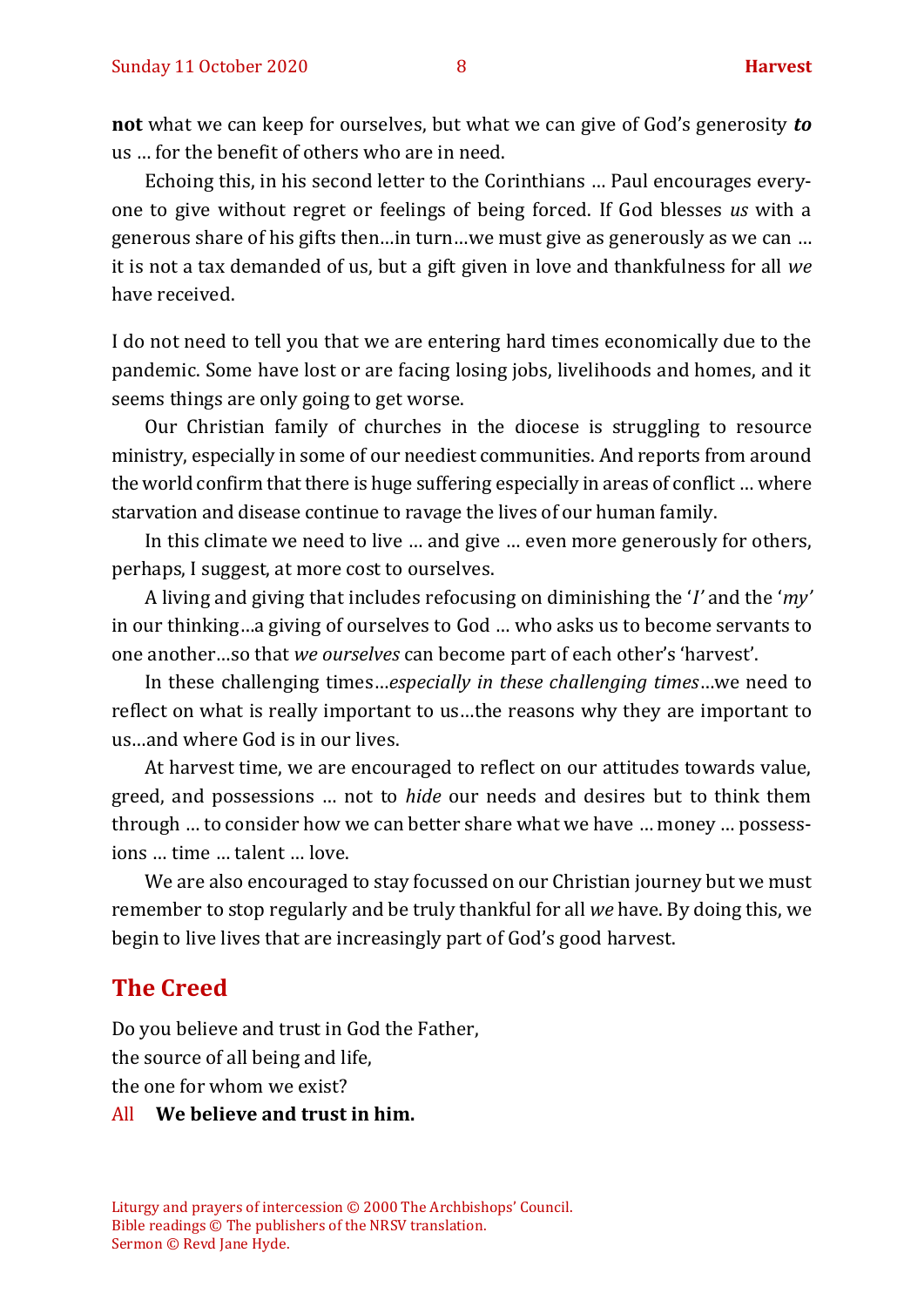**not** what we can keep for ourselves, but what we can give of God's generosity ***to*** us … for the benefit of others who are in need.

Echoing this, in his second letter to the Corinthians … Paul encourages everyone to give without regret or feelings of being forced. If God blesses *us* with a generous share of his gifts then…in turn…we must give as generously as we can … it is not a tax demanded of us, but a gift given in love and thankfulness for all *we* have received.

I do not need to tell you that we are entering hard times economically due to the pandemic. Some have lost or are facing losing jobs, livelihoods and homes, and it seems things are only going to get worse.

Our Christian family of churches in the diocese is struggling to resource ministry, especially in some of our neediest communities. And reports from around the world confirm that there is huge suffering especially in areas of conflict … where starvation and disease continue to ravage the lives of our human family.

In this climate we need to live … and give … even more generously for others, perhaps, I suggest, at more cost to ourselves.

A living and giving that includes refocusing on diminishing the '*I'* and the '*my'* in our thinking…a giving of ourselves to God … who asks us to become servants to one another…so that *we ourselves* can become part of each other's 'harvest'.

In these challenging times…*especially in these challenging times*…we need to reflect on what is really important to us…the reasons why they are important to us…and where God is in our lives.

At harvest time, we are encouraged to reflect on our attitudes towards value, greed, and possessions … not to *hide* our needs and desires but to think them through … to consider how we can better share what we have … money … possessions … time … talent … love.

We are also encouraged to stay focussed on our Christian journey but we must remember to stop regularly and be truly thankful for all *we* have. By doing this, we begin to live lives that are increasingly part of God's good harvest.

## The Creed

Do you believe and trust in God the Father,
the source of all being and life,
the one for whom we exist?

All **We believe and trust in him.**

Liturgy and prayers of intercession © 2000 The Archbishops' Council.
Bible readings © The publishers of the NRSV translation.
Sermon © Revd Jane Hyde.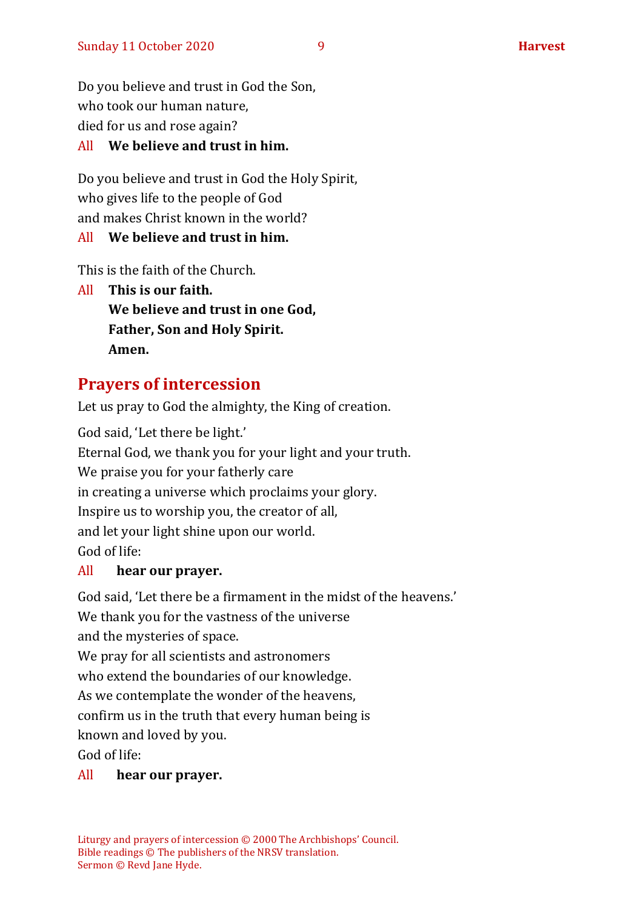Do you believe and trust in God the Son,
who took our human nature,
died for us and rose again?

All **We believe and trust in him.**

Do you believe and trust in God the Holy Spirit,
who gives life to the people of God
and makes Christ known in the world?

All **We believe and trust in him.**

This is the faith of the Church.

All **This is our faith.**
**We believe and trust in one God,**
**Father, Son and Holy Spirit.**
**Amen.**

## Prayers of intercession

Let us pray to God the almighty, the King of creation.

God said, 'Let there be light.'
Eternal God, we thank you for your light and your truth.
We praise you for your fatherly care
in creating a universe which proclaims your glory.
Inspire us to worship you, the creator of all,
and let your light shine upon our world.
God of life:

All **hear our prayer.**

God said, 'Let there be a firmament in the midst of the heavens.'
We thank you for the vastness of the universe
and the mysteries of space.
We pray for all scientists and astronomers
who extend the boundaries of our knowledge.
As we contemplate the wonder of the heavens,
confirm us in the truth that every human being is
known and loved by you.
God of life:

All **hear our prayer.**

Liturgy and prayers of intercession © 2000 The Archbishops' Council.
Bible readings © The publishers of the NRSV translation.
Sermon © Revd Jane Hyde.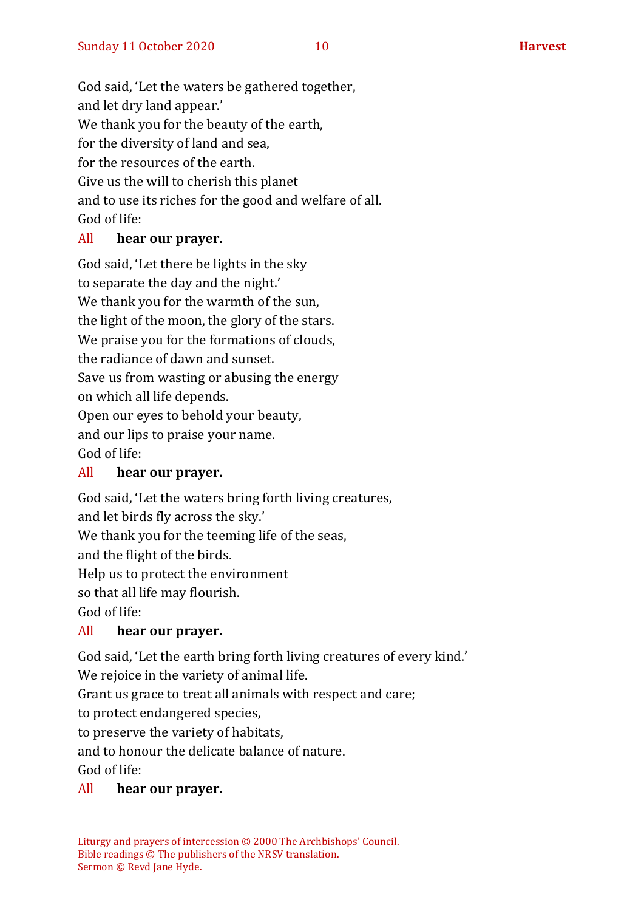God said, 'Let the waters be gathered together,  
and let dry land appear.'  
We thank you for the beauty of the earth,  
for the diversity of land and sea,  
for the resources of the earth.  
Give us the will to cherish this planet  
and to use its riches for the good and welfare of all.  
God of life:

All **hear our prayer.**

God said, 'Let there be lights in the sky  
to separate the day and the night.'  
We thank you for the warmth of the sun,  
the light of the moon, the glory of the stars.  
We praise you for the formations of clouds,  
the radiance of dawn and sunset.  
Save us from wasting or abusing the energy  
on which all life depends.  
Open our eyes to behold your beauty,  
and our lips to praise your name.  
God of life:

All **hear our prayer.**

God said, 'Let the waters bring forth living creatures,  
and let birds fly across the sky.'  
We thank you for the teeming life of the seas,  
and the flight of the birds.  
Help us to protect the environment  
so that all life may flourish.  
God of life:

All **hear our prayer.**

God said, 'Let the earth bring forth living creatures of every kind.'  
We rejoice in the variety of animal life.  
Grant us grace to treat all animals with respect and care;  
to protect endangered species,  
to preserve the variety of habitats,  
and to honour the delicate balance of nature.  
God of life:

All **hear our prayer.**

Liturgy and prayers of intercession © 2000 The Archbishops' Council.  
Bible readings © The publishers of the NRSV translation.  
Sermon © Revd Jane Hyde.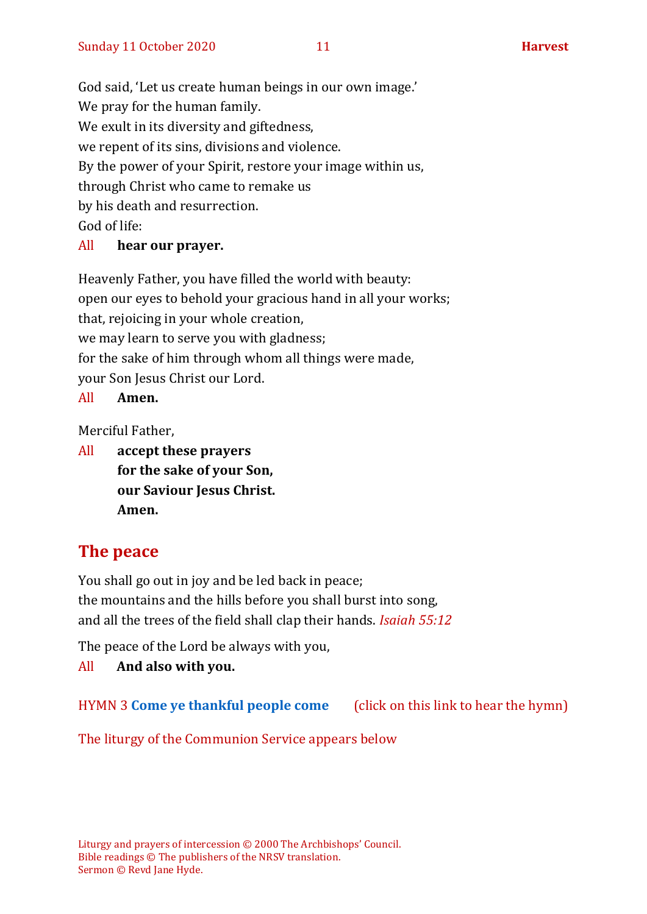God said, 'Let us create human beings in our own image.'
We pray for the human family.
We exult in its diversity and giftedness,
we repent of its sins, divisions and violence.
By the power of your Spirit, restore your image within us,
through Christ who came to remake us
by his death and resurrection.
God of life:

All **hear our prayer.**

Heavenly Father, you have filled the world with beauty:
open our eyes to behold your gracious hand in all your works;
that, rejoicing in your whole creation,
we may learn to serve you with gladness;
for the sake of him through whom all things were made,
your Son Jesus Christ our Lord.

All **Amen.**

Merciful Father,

All **accept these prayers**
**for the sake of your Son,**
**our Saviour Jesus Christ.**
**Amen.**

## The peace

You shall go out in joy and be led back in peace;
the mountains and the hills before you shall burst into song,
and all the trees of the field shall clap their hands. *Isaiah 55:12*

The peace of the Lord be always with you,

All **And also with you.**

HYMN 3 **Come ye thankful people come** (click on this link to hear the hymn)

The liturgy of the Communion Service appears below

Liturgy and prayers of intercession © 2000 The Archbishops' Council.
Bible readings © The publishers of the NRSV translation.
Sermon © Revd Jane Hyde.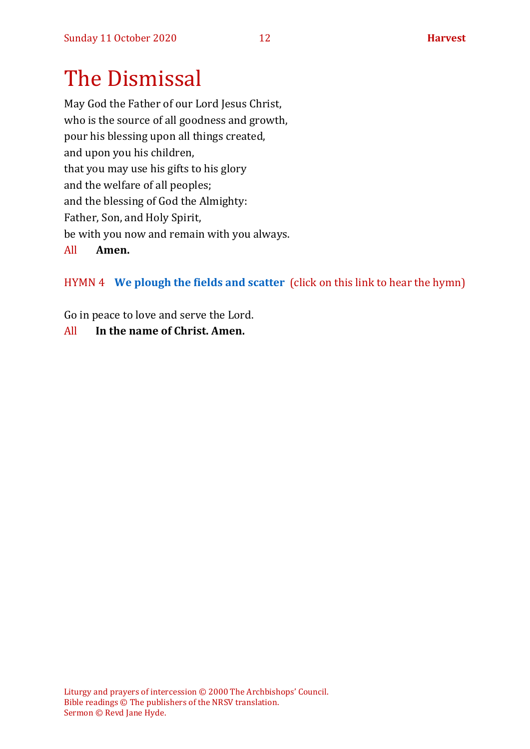# The Dismissal

May God the Father of our Lord Jesus Christ,
who is the source of all goodness and growth,
pour his blessing upon all things created,
and upon you his children,
that you may use his gifts to his glory
and the welfare of all peoples;
and the blessing of God the Almighty:
Father, Son, and Holy Spirit,
be with you now and remain with you always.

All **Amen.**

HYMN 4 **We plough the fields and scatter** (click on this link to hear the hymn)

Go in peace to love and serve the Lord.

All **In the name of Christ. Amen.**

Liturgy and prayers of intercession © 2000 The Archbishops' Council.
Bible readings © The publishers of the NRSV translation.
Sermon © Revd Jane Hyde.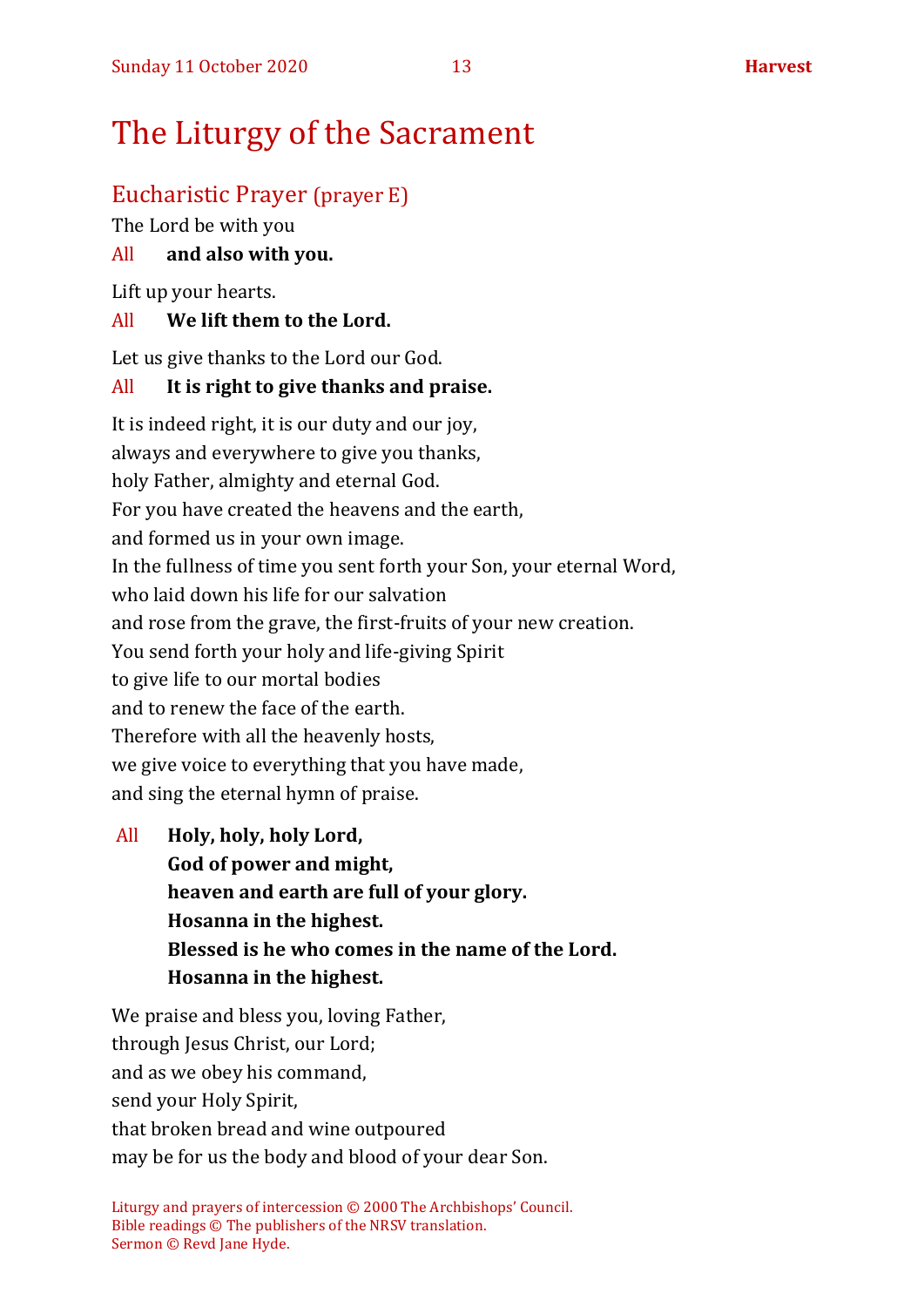# The Liturgy of the Sacrament

## Eucharistic Prayer (prayer E)

The Lord be with you

All **and also with you.**

Lift up your hearts.

All **We lift them to the Lord.**

Let us give thanks to the Lord our God.

All **It is right to give thanks and praise.**

It is indeed right, it is our duty and our joy,
always and everywhere to give you thanks,
holy Father, almighty and eternal God.
For you have created the heavens and the earth,
and formed us in your own image.
In the fullness of time you sent forth your Son, your eternal Word,
who laid down his life for our salvation
and rose from the grave, the first-fruits of your new creation.
You send forth your holy and life-giving Spirit
to give life to our mortal bodies
and to renew the face of the earth.
Therefore with all the heavenly hosts,
we give voice to everything that you have made,
and sing the eternal hymn of praise.

All **Holy, holy, holy Lord,**
**God of power and might,**
**heaven and earth are full of your glory.**
**Hosanna in the highest.**
**Blessed is he who comes in the name of the Lord.**
**Hosanna in the highest.**

We praise and bless you, loving Father,
through Jesus Christ, our Lord;
and as we obey his command,
send your Holy Spirit,
that broken bread and wine outpoured
may be for us the body and blood of your dear Son.

Liturgy and prayers of intercession © 2000 The Archbishops' Council.
Bible readings © The publishers of the NRSV translation.
Sermon © Revd Jane Hyde.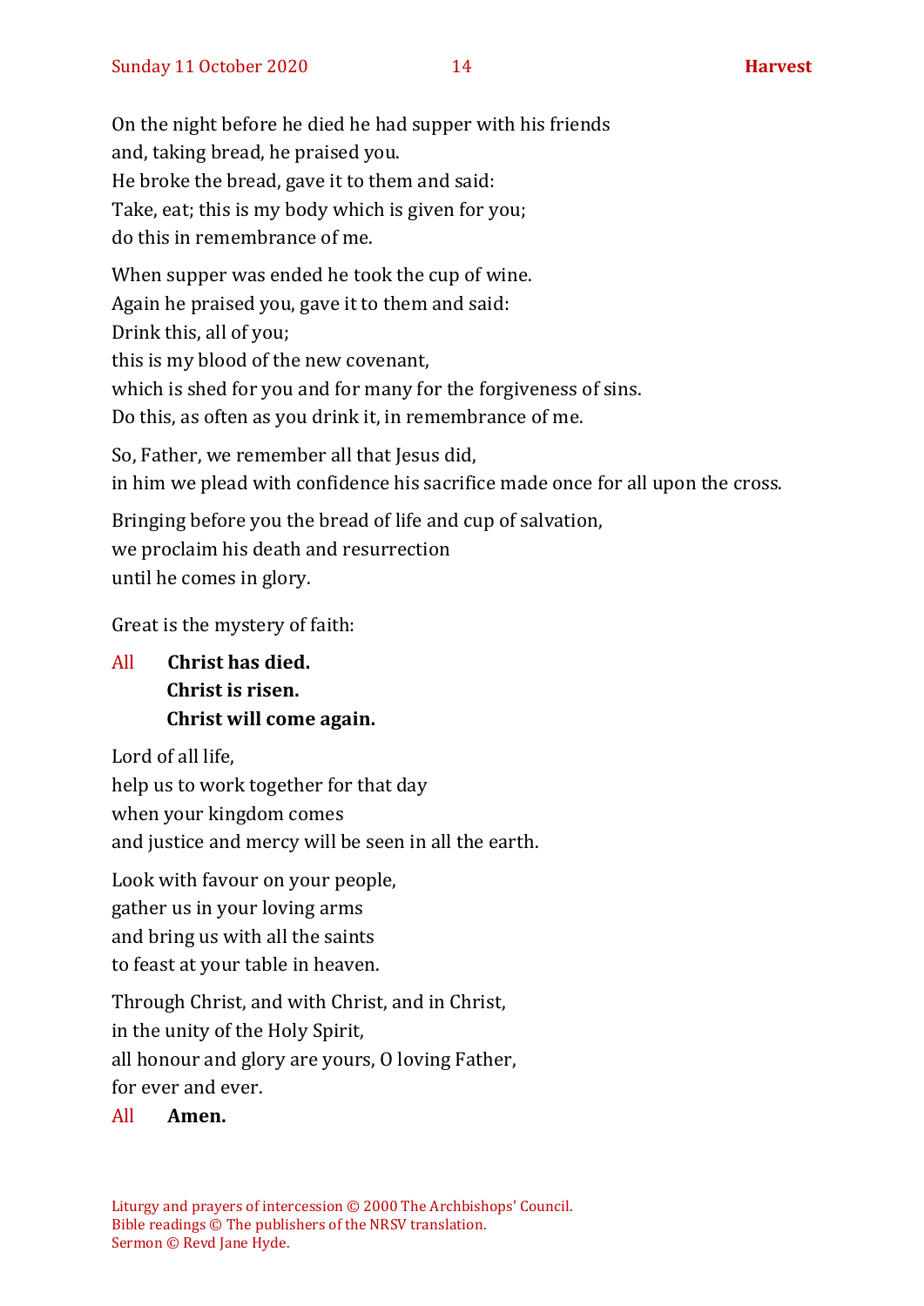On the night before he died he had supper with his friends
and, taking bread, he praised you.
He broke the bread, gave it to them and said:
Take, eat; this is my body which is given for you;
do this in remembrance of me.

When supper was ended he took the cup of wine.
Again he praised you, gave it to them and said:
Drink this, all of you;
this is my blood of the new covenant,
which is shed for you and for many for the forgiveness of sins.
Do this, as often as you drink it, in remembrance of me.

So, Father, we remember all that Jesus did,
in him we plead with confidence his sacrifice made once for all upon the cross.

Bringing before you the bread of life and cup of salvation,
we proclaim his death and resurrection
until he comes in glory.

Great is the mystery of faith:

All **Christ has died.**
**Christ is risen.**
**Christ will come again.**

Lord of all life,
help us to work together for that day
when your kingdom comes
and justice and mercy will be seen in all the earth.

Look with favour on your people,
gather us in your loving arms
and bring us with all the saints
to feast at your table in heaven.

Through Christ, and with Christ, and in Christ,
in the unity of the Holy Spirit,
all honour and glory are yours, O loving Father,
for ever and ever.

All **Amen.**

Liturgy and prayers of intercession © 2000 The Archbishops' Council.
Bible readings © The publishers of the NRSV translation.
Sermon © Revd Jane Hyde.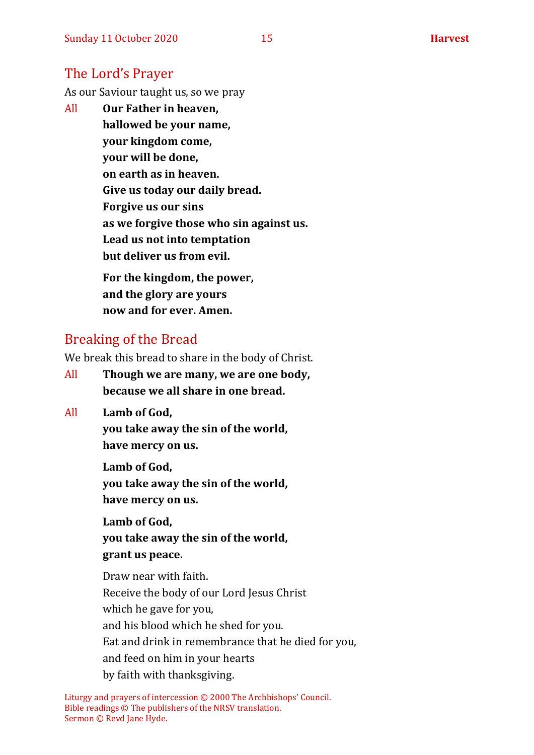## The Lord's Prayer

As our Saviour taught us, so we pray

All **Our Father in heaven,**
**hallowed be your name,**
**your kingdom come,**
**your will be done,**
**on earth as in heaven.**
**Give us today our daily bread.**
**Forgive us our sins**
**as we forgive those who sin against us.**
**Lead us not into temptation**
**but deliver us from evil.**

**For the kingdom, the power,**
**and the glory are yours**
**now and for ever. Amen.**

## Breaking of the Bread

We break this bread to share in the body of Christ.

All **Though we are many, we are one body,**
**because we all share in one bread.**

All **Lamb of God,**
**you take away the sin of the world,**
**have mercy on us.**

**Lamb of God,**
**you take away the sin of the world,**
**have mercy on us.**

**Lamb of God,**
**you take away the sin of the world,**
**grant us peace.**

Draw near with faith.
Receive the body of our Lord Jesus Christ
which he gave for you,
and his blood which he shed for you.
Eat and drink in remembrance that he died for you,
and feed on him in your hearts
by faith with thanksgiving.

Liturgy and prayers of intercession © 2000 The Archbishops' Council.
Bible readings © The publishers of the NRSV translation.
Sermon © Revd Jane Hyde.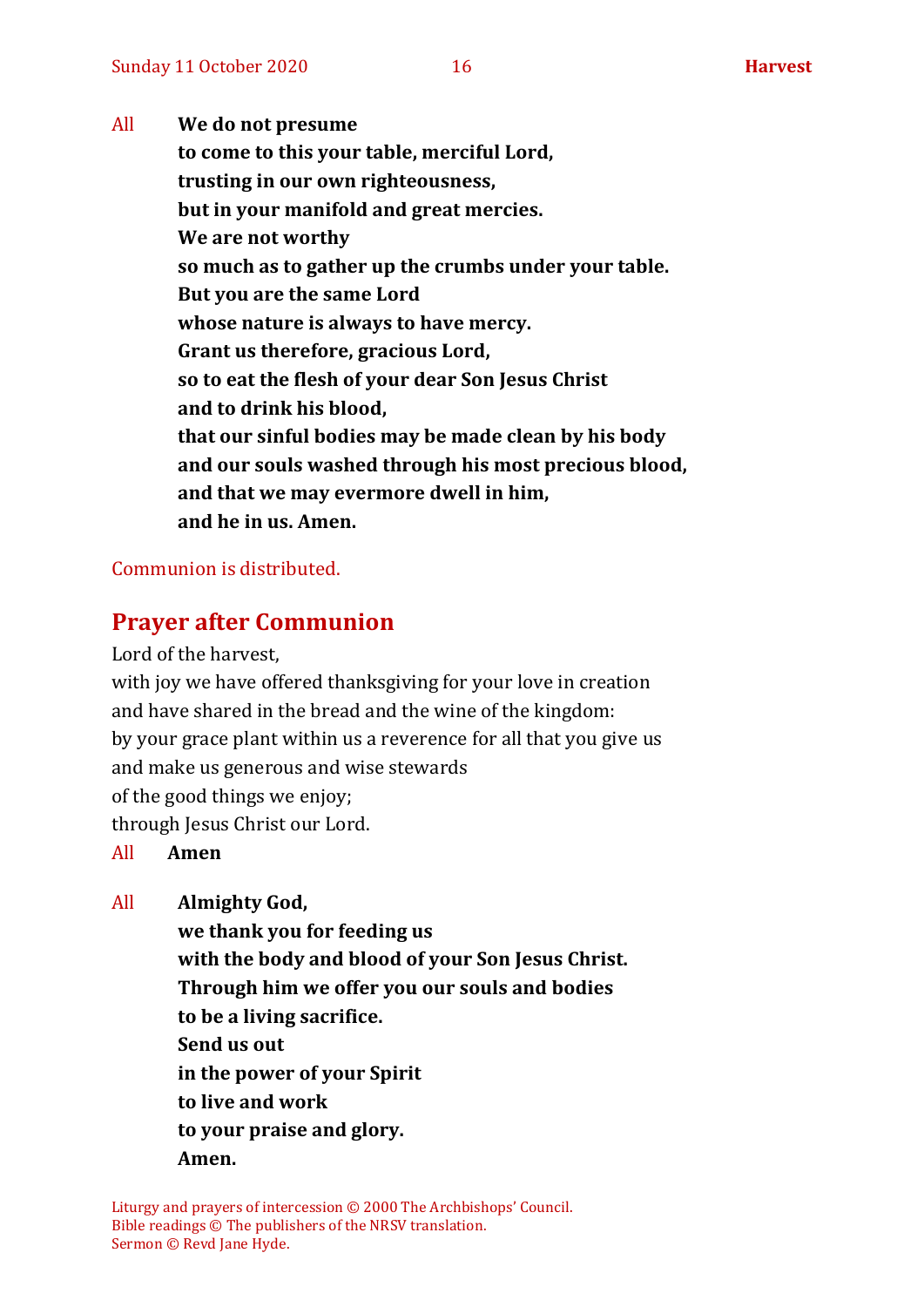All **We do not presume**
**to come to this your table, merciful Lord,**
**trusting in our own righteousness,**
**but in your manifold and great mercies.**
**We are not worthy**
**so much as to gather up the crumbs under your table.**
**But you are the same Lord**
**whose nature is always to have mercy.**
**Grant us therefore, gracious Lord,**
**so to eat the flesh of your dear Son Jesus Christ**
**and to drink his blood,**
**that our sinful bodies may be made clean by his body**
**and our souls washed through his most precious blood,**
**and that we may evermore dwell in him,**
**and he in us. Amen.**

Communion is distributed.

## Prayer after Communion

Lord of the harvest,
with joy we have offered thanksgiving for your love in creation
and have shared in the bread and the wine of the kingdom:
by your grace plant within us a reverence for all that you give us
and make us generous and wise stewards
of the good things we enjoy;
through Jesus Christ our Lord.

All **Amen**

All **Almighty God,**
**we thank you for feeding us**
**with the body and blood of your Son Jesus Christ.**
**Through him we offer you our souls and bodies**
**to be a living sacrifice.**
**Send us out**
**in the power of your Spirit**
**to live and work**
**to your praise and glory.**
**Amen.**

Liturgy and prayers of intercession © 2000 The Archbishops' Council.
Bible readings © The publishers of the NRSV translation.
Sermon © Revd Jane Hyde.